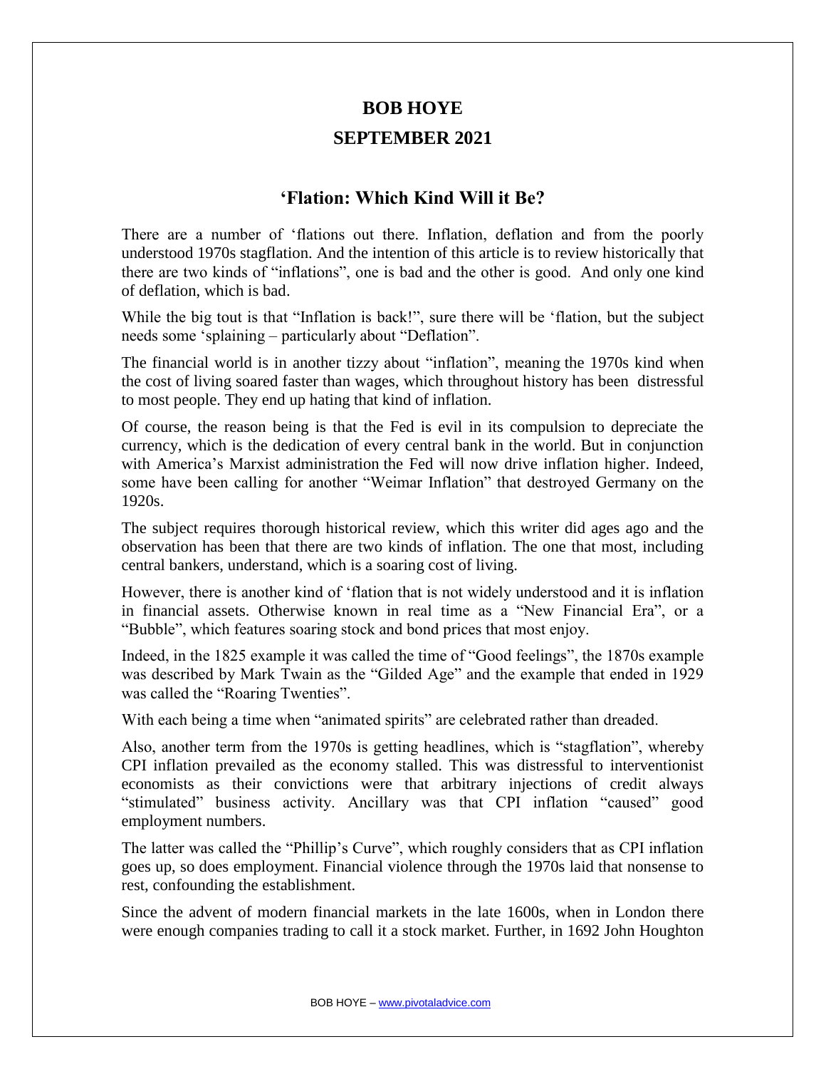# BOB HOYE

## SEPTEMBER 2021

### 'Flation: Which Kind Will it Be?

There are a number of 'flations out there. Inflation, deflation and from the poorly understood 1970s stagflation. And the intention of this article is to review historically that there are two kinds of "inflations", one is bad and the other is good. And only one kind of deflation, which is bad.

While the big tout is that "Inflation is back!", sure there will be 'flation, but the subject needs some 'splaining – particularly about "Deflation".

The financial world is in another tizzy about "inflation", meaning the 1970s kind when the cost of living soared faster than wages, which throughout history has been distressful to most people. They end up hating that kind of inflation.

Of course, the reason being is that the Fed is evil in its compulsion to depreciate the currency, which is the dedication of every central bank in the world. But in conjunction with America's Marxist administration the Fed will now drive inflation higher. Indeed, some have been calling for another "Weimar Inflation" that destroyed Germany on the 1920s.

The subject requires thorough historical review, which this writer did ages ago and the observation has been that there are two kinds of inflation. The one that most, including central bankers, understand, which is a soaring cost of living.

However, there is another kind of 'flation that is not widely understood and it is inflation in financial assets. Otherwise known in real time as a "New Financial Era", or a "Bubble", which features soaring stock and bond prices that most enjoy.

Indeed, in the 1825 example it was called the time of "Good feelings", the 1870s example was described by Mark Twain as the "Gilded Age" and the example that ended in 1929 was called the "Roaring Twenties".

With each being a time when "animated spirits" are celebrated rather than dreaded.

Also, another term from the 1970s is getting headlines, which is "stagflation", whereby CPI inflation prevailed as the economy stalled. This was distressful to interventionist economists as their convictions were that arbitrary injections of credit always "stimulated" business activity. Ancillary was that CPI inflation "caused" good employment numbers.

The latter was called the "Phillip's Curve", which roughly considers that as CPI inflation goes up, so does employment. Financial violence through the 1970s laid that nonsense to rest, confounding the establishment.

Since the advent of modern financial markets in the late 1600s, when in London there were enough companies trading to call it a stock market. Further, in 1692 John Houghton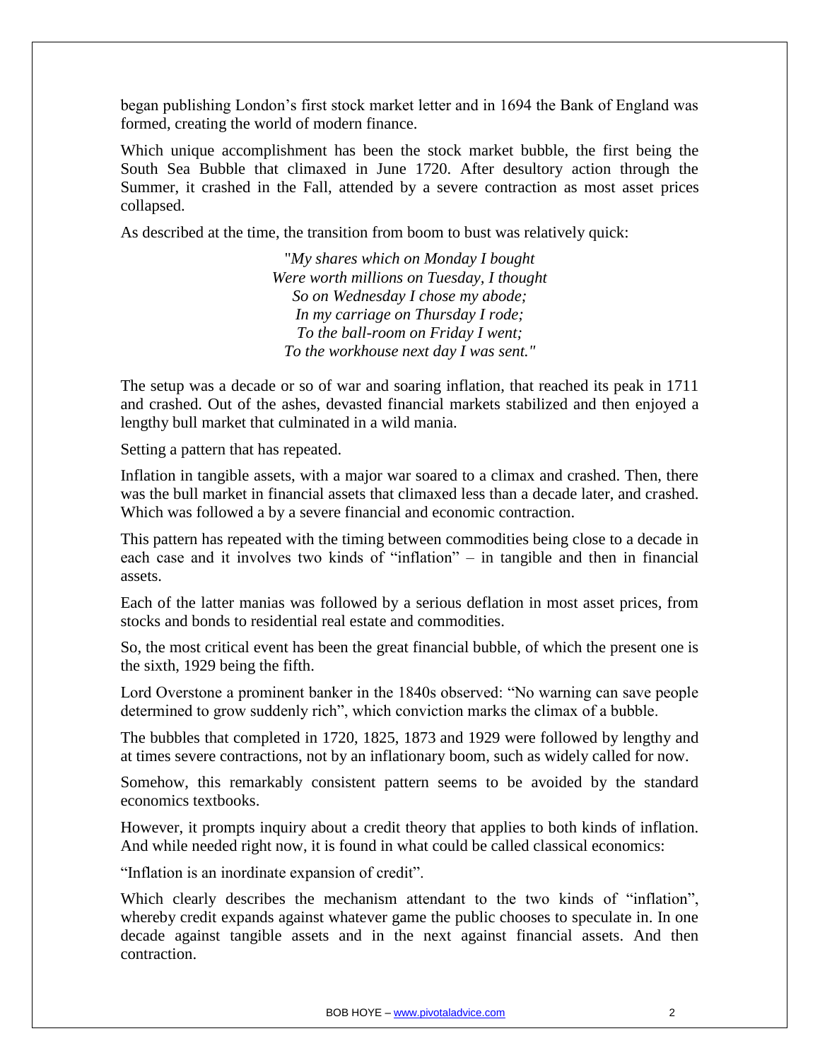began publishing London's first stock market letter and in 1694 the Bank of England was formed, creating the world of modern finance.

Which unique accomplishment has been the stock market bubble, the first being the South Sea Bubble that climaxed in June 1720. After desultory action through the Summer, it crashed in the Fall, attended by a severe contraction as most asset prices collapsed.

As described at the time, the transition from boom to bust was relatively quick:

> "*My shares which on Monday I bought*
> *Were worth millions on Tuesday, I thought*
> *So on Wednesday I chose my abode;*
> *In my carriage on Thursday I rode;*
> *To the ball-room on Friday I went;*
> *To the workhouse next day I was sent."*

The setup was a decade or so of war and soaring inflation, that reached its peak in 1711 and crashed. Out of the ashes, devastated financial markets stabilized and then enjoyed a lengthy bull market that culminated in a wild mania.

Setting a pattern that has repeated.

Inflation in tangible assets, with a major war soared to a climax and crashed. Then, there was the bull market in financial assets that climaxed less than a decade later, and crashed. Which was followed a by a severe financial and economic contraction.

This pattern has repeated with the timing between commodities being close to a decade in each case and it involves two kinds of "inflation" – in tangible and then in financial assets.

Each of the latter manias was followed by a serious deflation in most asset prices, from stocks and bonds to residential real estate and commodities.

So, the most critical event has been the great financial bubble, of which the present one is the sixth, 1929 being the fifth.

Lord Overstone a prominent banker in the 1840s observed: "No warning can save people determined to grow suddenly rich", which conviction marks the climax of a bubble.

The bubbles that completed in 1720, 1825, 1873 and 1929 were followed by lengthy and at times severe contractions, not by an inflationary boom, such as widely called for now.

Somehow, this remarkably consistent pattern seems to be avoided by the standard economics textbooks.

However, it prompts inquiry about a credit theory that applies to both kinds of inflation. And while needed right now, it is found in what could be called classical economics:

"Inflation is an inordinate expansion of credit".

Which clearly describes the mechanism attendant to the two kinds of "inflation", whereby credit expands against whatever game the public chooses to speculate in. In one decade against tangible assets and in the next against financial assets. And then contraction.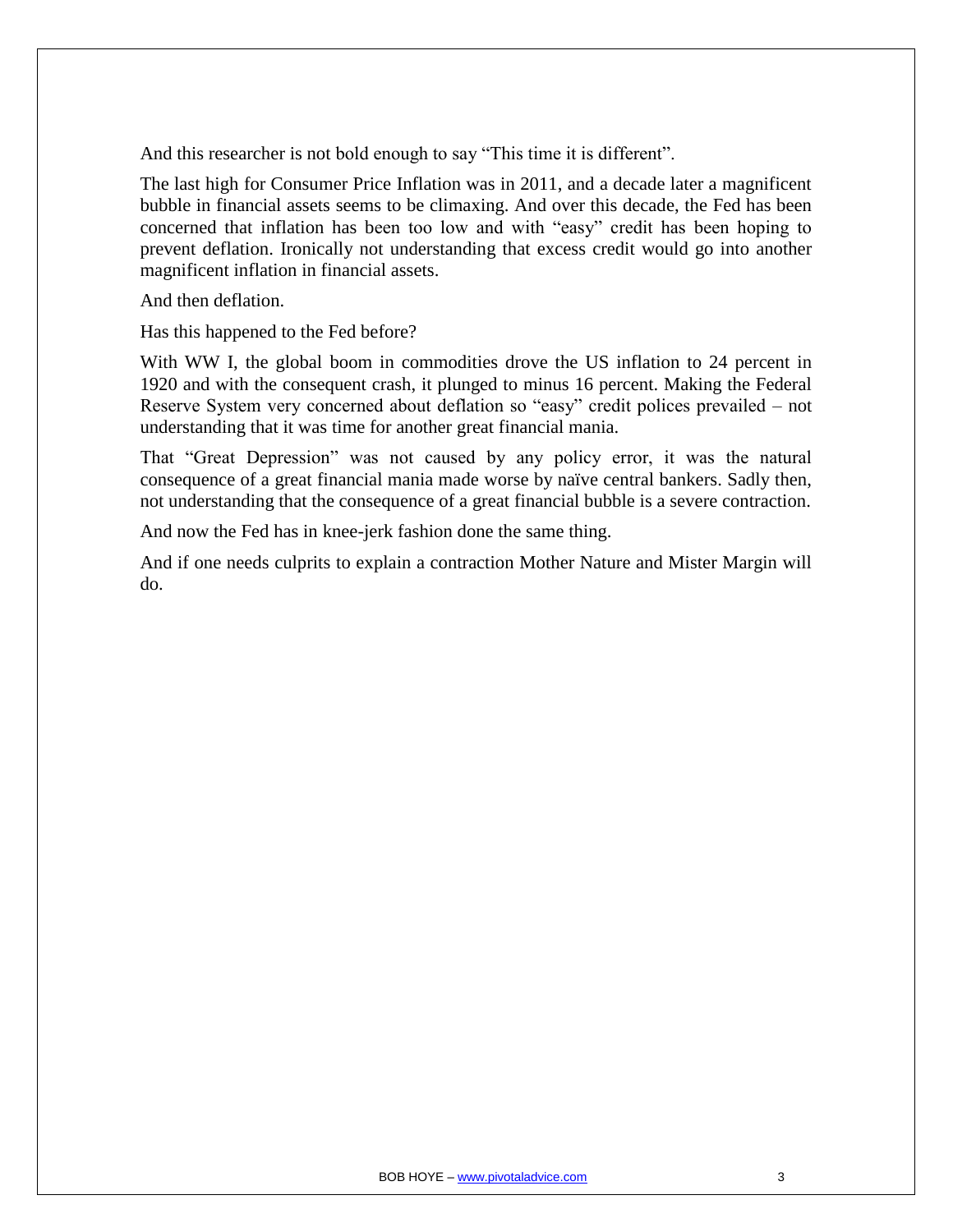And this researcher is not bold enough to say "This time it is different".

The last high for Consumer Price Inflation was in 2011, and a decade later a magnificent bubble in financial assets seems to be climaxing. And over this decade, the Fed has been concerned that inflation has been too low and with "easy" credit has been hoping to prevent deflation. Ironically not understanding that excess credit would go into another magnificent inflation in financial assets.

And then deflation.

Has this happened to the Fed before?

With WW I, the global boom in commodities drove the US inflation to 24 percent in 1920 and with the consequent crash, it plunged to minus 16 percent. Making the Federal Reserve System very concerned about deflation so "easy" credit polices prevailed – not understanding that it was time for another great financial mania.

That "Great Depression" was not caused by any policy error, it was the natural consequence of a great financial mania made worse by naïve central bankers. Sadly then, not understanding that the consequence of a great financial bubble is a severe contraction.

And now the Fed has in knee-jerk fashion done the same thing.

And if one needs culprits to explain a contraction Mother Nature and Mister Margin will do.